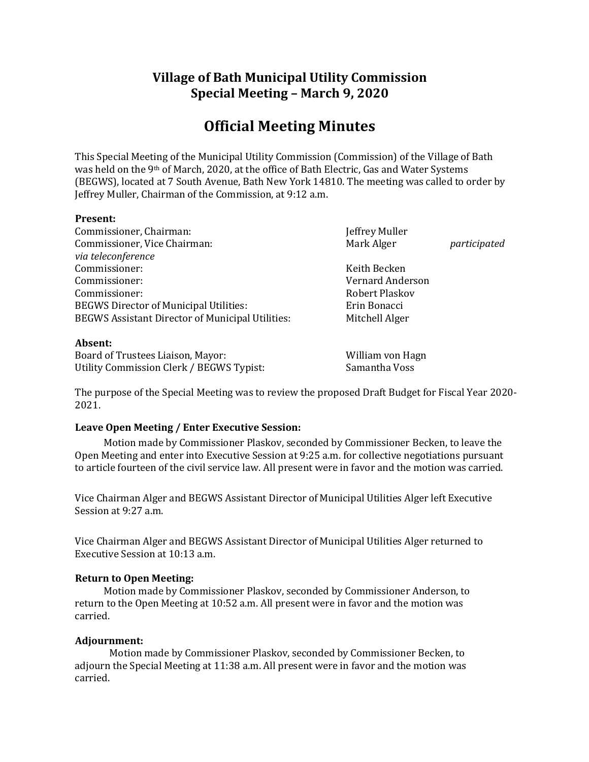# Village of Bath Municipal Utility Commission
## Special Meeting – March 9, 2020

# Official Meeting Minutes

This Special Meeting of the Municipal Utility Commission (Commission) of the Village of Bath was held on the 9th of March, 2020, at the office of Bath Electric, Gas and Water Systems (BEGWS), located at 7 South Avenue, Bath New York 14810. The meeting was called to order by Jeffrey Muller, Chairman of the Commission, at 9:12 a.m.

**Present:**

| | |
|---|---|
| Commissioner, Chairman: | Jeffrey Muller |
| Commissioner, Vice Chairman: | Mark Alger *participated via teleconference* |
| Commissioner: | Keith Becken |
| Commissioner: | Vernard Anderson |
| Commissioner: | Robert Plaskov |
| BEGWS Director of Municipal Utilities: | Erin Bonacci |
| BEGWS Assistant Director of Municipal Utilities: | Mitchell Alger |

**Absent:**

| | |
|---|---|
| Board of Trustees Liaison, Mayor: | William von Hagn |
| Utility Commission Clerk / BEGWS Typist: | Samantha Voss |

The purpose of the Special Meeting was to review the proposed Draft Budget for Fiscal Year 2020-2021.

**Leave Open Meeting / Enter Executive Session:**

Motion made by Commissioner Plaskov, seconded by Commissioner Becken, to leave the Open Meeting and enter into Executive Session at 9:25 a.m. for collective negotiations pursuant to article fourteen of the civil service law. All present were in favor and the motion was carried.

Vice Chairman Alger and BEGWS Assistant Director of Municipal Utilities Alger left Executive Session at 9:27 a.m.

Vice Chairman Alger and BEGWS Assistant Director of Municipal Utilities Alger returned to Executive Session at 10:13 a.m.

**Return to Open Meeting:**

Motion made by Commissioner Plaskov, seconded by Commissioner Anderson, to return to the Open Meeting at 10:52 a.m. All present were in favor and the motion was carried.

**Adjournment:**

Motion made by Commissioner Plaskov, seconded by Commissioner Becken, to adjourn the Special Meeting at 11:38 a.m. All present were in favor and the motion was carried.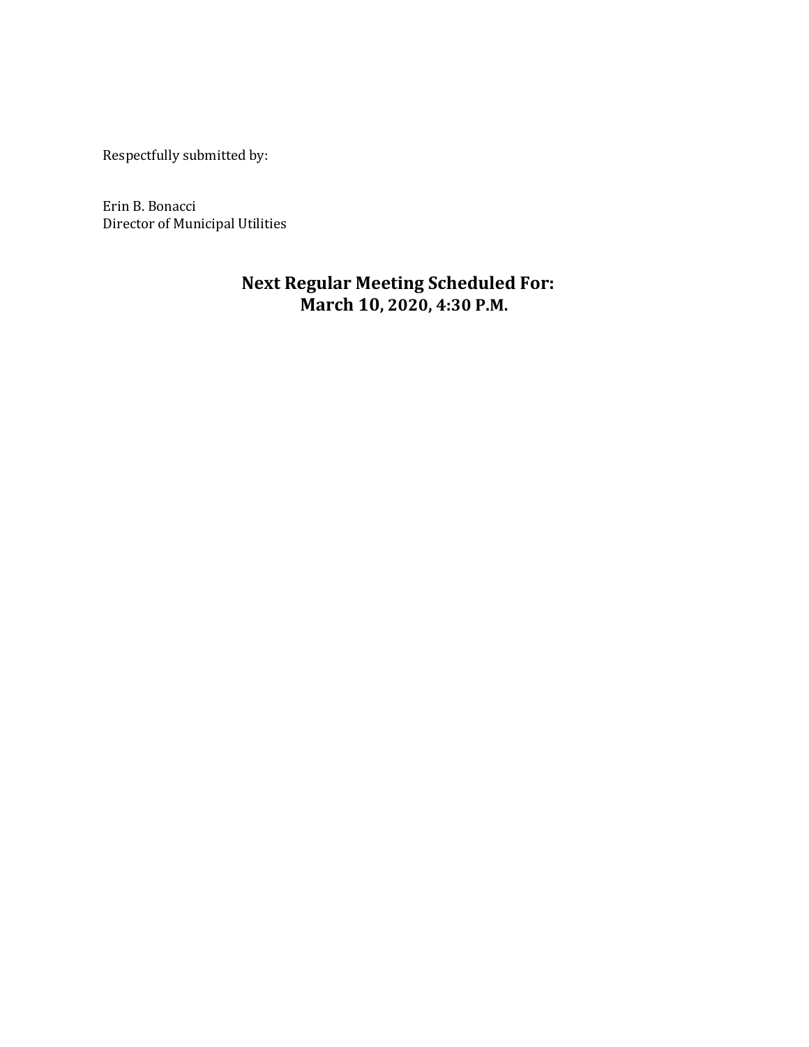Respectfully submitted by:

Erin B. Bonacci
Director of Municipal Utilities

**Next Regular Meeting Scheduled For:**
**March 10, 2020, 4:30 P.M.**